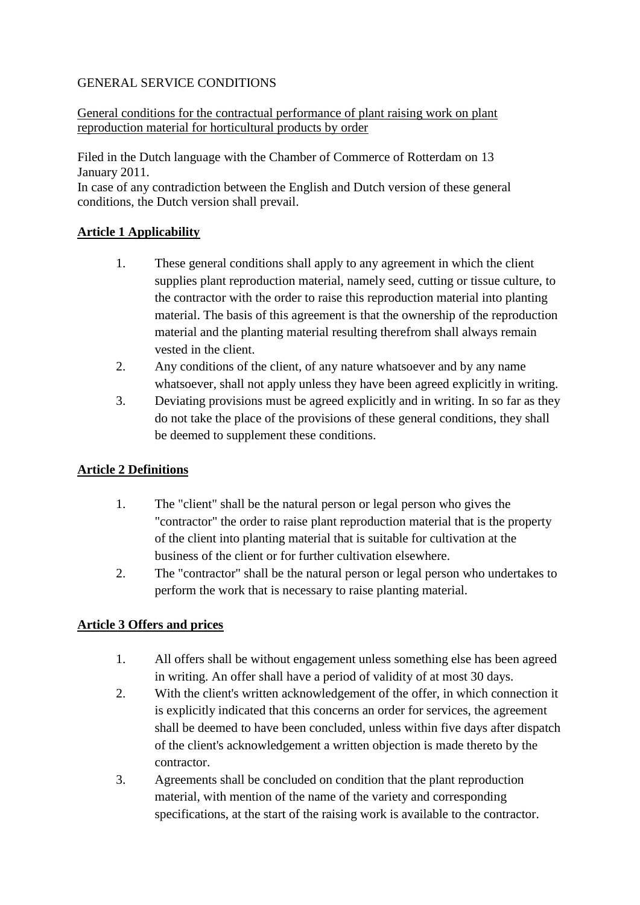GENERAL SERVICE CONDITIONS

General conditions for the contractual performance of plant raising work on plant reproduction material for horticultural products by order

Filed in the Dutch language with the Chamber of Commerce of Rotterdam on 13 January 2011.
In case of any contradiction between the English and Dutch version of these general conditions, the Dutch version shall prevail.

## Article 1 Applicability

1. These general conditions shall apply to any agreement in which the client supplies plant reproduction material, namely seed, cutting or tissue culture, to the contractor with the order to raise this reproduction material into planting material. The basis of this agreement is that the ownership of the reproduction material and the planting material resulting therefrom shall always remain vested in the client.
2. Any conditions of the client, of any nature whatsoever and by any name whatsoever, shall not apply unless they have been agreed explicitly in writing.
3. Deviating provisions must be agreed explicitly and in writing. In so far as they do not take the place of the provisions of these general conditions, they shall be deemed to supplement these conditions.

## Article 2 Definitions

1. The "client" shall be the natural person or legal person who gives the "contractor" the order to raise plant reproduction material that is the property of the client into planting material that is suitable for cultivation at the business of the client or for further cultivation elsewhere.
2. The "contractor" shall be the natural person or legal person who undertakes to perform the work that is necessary to raise planting material.

## Article 3 Offers and prices

1. All offers shall be without engagement unless something else has been agreed in writing. An offer shall have a period of validity of at most 30 days.
2. With the client's written acknowledgement of the offer, in which connection it is explicitly indicated that this concerns an order for services, the agreement shall be deemed to have been concluded, unless within five days after dispatch of the client's acknowledgement a written objection is made thereto by the contractor.
3. Agreements shall be concluded on condition that the plant reproduction material, with mention of the name of the variety and corresponding specifications, at the start of the raising work is available to the contractor.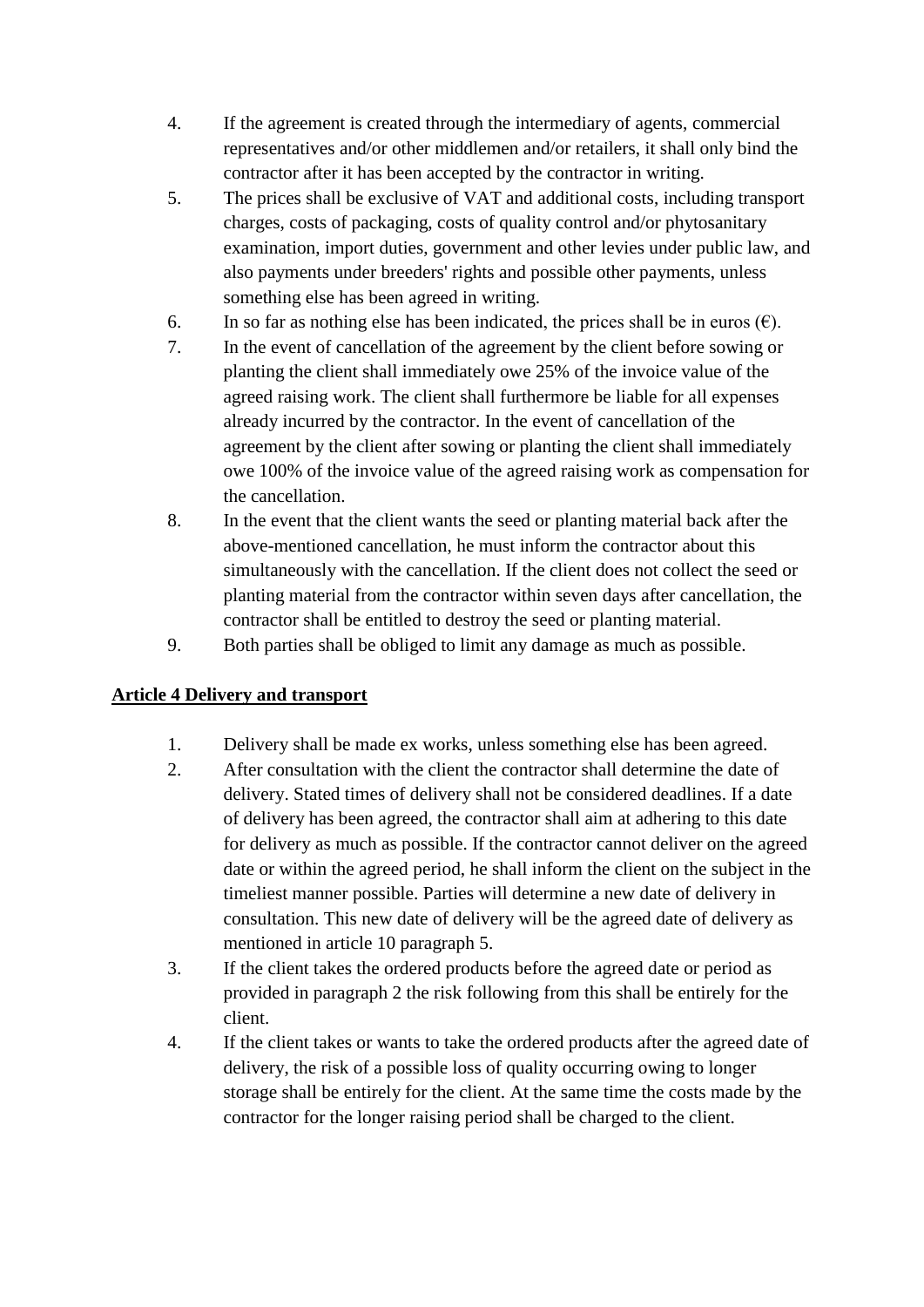4. If the agreement is created through the intermediary of agents, commercial representatives and/or other middlemen and/or retailers, it shall only bind the contractor after it has been accepted by the contractor in writing.
5. The prices shall be exclusive of VAT and additional costs, including transport charges, costs of packaging, costs of quality control and/or phytosanitary examination, import duties, government and other levies under public law, and also payments under breeders' rights and possible other payments, unless something else has been agreed in writing.
6. In so far as nothing else has been indicated, the prices shall be in euros (€).
7. In the event of cancellation of the agreement by the client before sowing or planting the client shall immediately owe 25% of the invoice value of the agreed raising work. The client shall furthermore be liable for all expenses already incurred by the contractor. In the event of cancellation of the agreement by the client after sowing or planting the client shall immediately owe 100% of the invoice value of the agreed raising work as compensation for the cancellation.
8. In the event that the client wants the seed or planting material back after the above-mentioned cancellation, he must inform the contractor about this simultaneously with the cancellation. If the client does not collect the seed or planting material from the contractor within seven days after cancellation, the contractor shall be entitled to destroy the seed or planting material.
9. Both parties shall be obliged to limit any damage as much as possible.

## Article 4 Delivery and transport

1. Delivery shall be made ex works, unless something else has been agreed.
2. After consultation with the client the contractor shall determine the date of delivery. Stated times of delivery shall not be considered deadlines. If a date of delivery has been agreed, the contractor shall aim at adhering to this date for delivery as much as possible. If the contractor cannot deliver on the agreed date or within the agreed period, he shall inform the client on the subject in the timeliest manner possible. Parties will determine a new date of delivery in consultation. This new date of delivery will be the agreed date of delivery as mentioned in article 10 paragraph 5.
3. If the client takes the ordered products before the agreed date or period as provided in paragraph 2 the risk following from this shall be entirely for the client.
4. If the client takes or wants to take the ordered products after the agreed date of delivery, the risk of a possible loss of quality occurring owing to longer storage shall be entirely for the client. At the same time the costs made by the contractor for the longer raising period shall be charged to the client.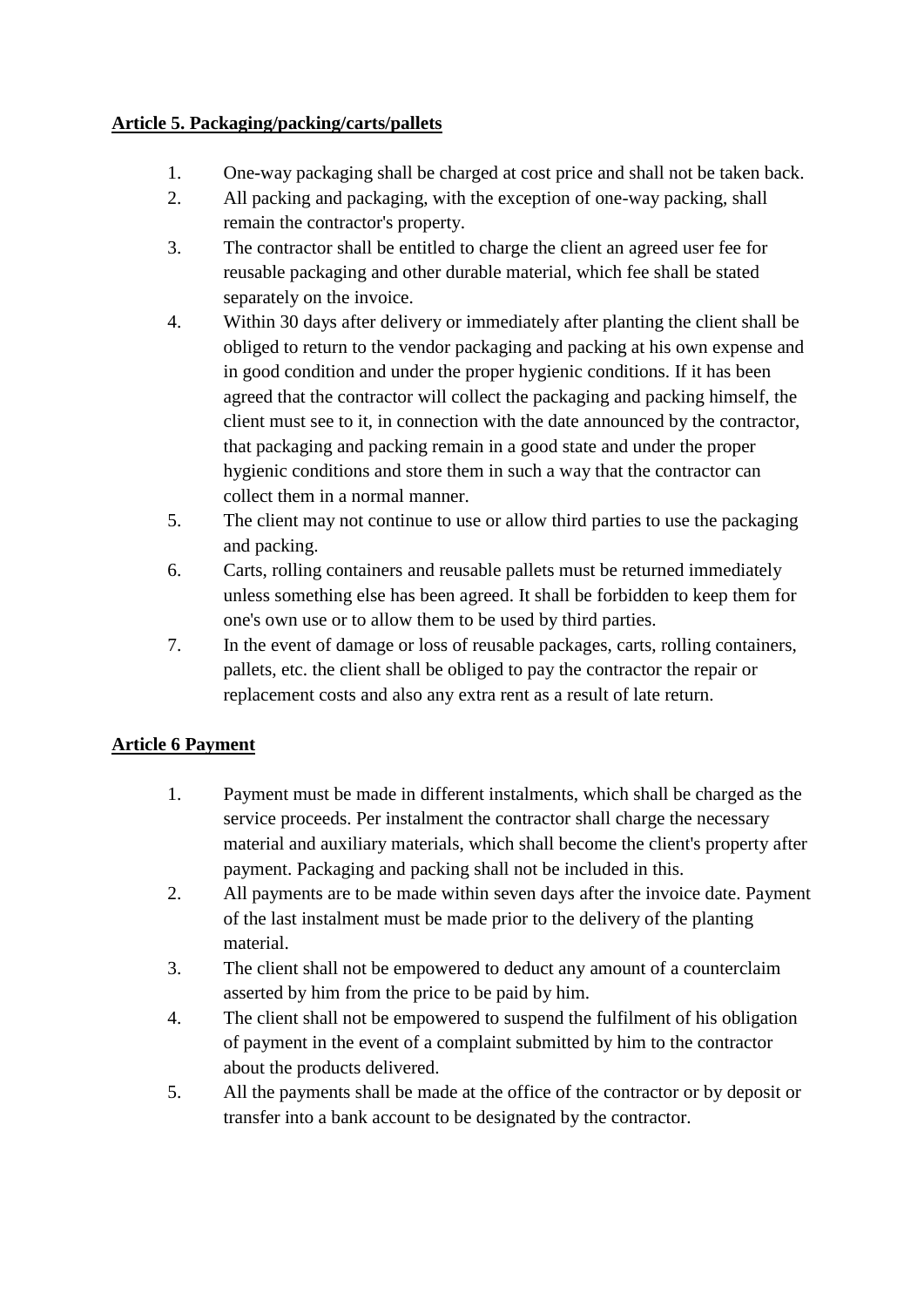**Article 5. Packaging/packing/carts/pallets**

1. One-way packaging shall be charged at cost price and shall not be taken back.
2. All packing and packaging, with the exception of one-way packing, shall remain the contractor's property.
3. The contractor shall be entitled to charge the client an agreed user fee for reusable packaging and other durable material, which fee shall be stated separately on the invoice.
4. Within 30 days after delivery or immediately after planting the client shall be obliged to return to the vendor packaging and packing at his own expense and in good condition and under the proper hygienic conditions. If it has been agreed that the contractor will collect the packaging and packing himself, the client must see to it, in connection with the date announced by the contractor, that packaging and packing remain in a good state and under the proper hygienic conditions and store them in such a way that the contractor can collect them in a normal manner.
5. The client may not continue to use or allow third parties to use the packaging and packing.
6. Carts, rolling containers and reusable pallets must be returned immediately unless something else has been agreed. It shall be forbidden to keep them for one's own use or to allow them to be used by third parties.
7. In the event of damage or loss of reusable packages, carts, rolling containers, pallets, etc. the client shall be obliged to pay the contractor the repair or replacement costs and also any extra rent as a result of late return.

**Article 6 Payment**

1. Payment must be made in different instalments, which shall be charged as the service proceeds. Per instalment the contractor shall charge the necessary material and auxiliary materials, which shall become the client's property after payment. Packaging and packing shall not be included in this.
2. All payments are to be made within seven days after the invoice date. Payment of the last instalment must be made prior to the delivery of the planting material.
3. The client shall not be empowered to deduct any amount of a counterclaim asserted by him from the price to be paid by him.
4. The client shall not be empowered to suspend the fulfilment of his obligation of payment in the event of a complaint submitted by him to the contractor about the products delivered.
5. All the payments shall be made at the office of the contractor or by deposit or transfer into a bank account to be designated by the contractor.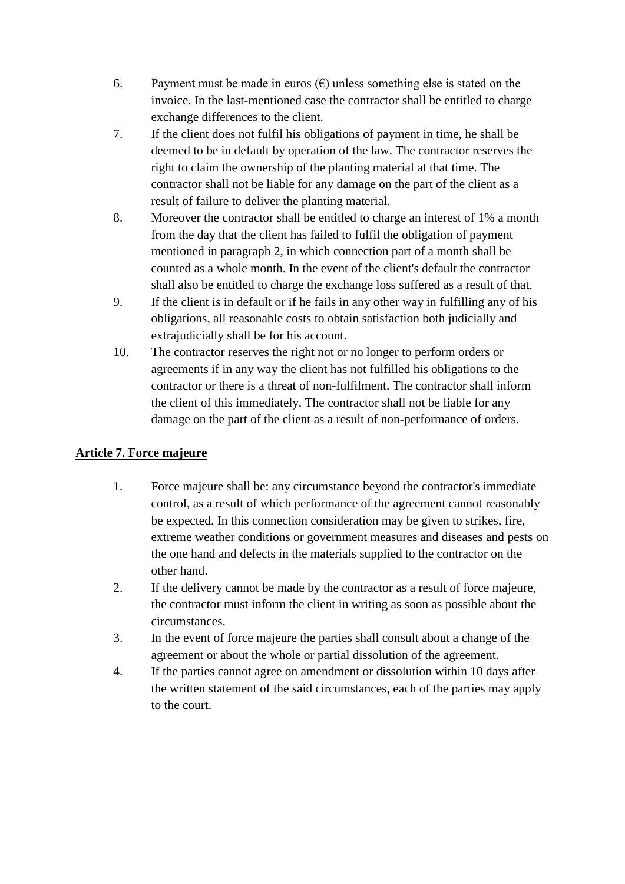6. Payment must be made in euros (€) unless something else is stated on the invoice. In the last-mentioned case the contractor shall be entitled to charge exchange differences to the client.
7. If the client does not fulfil his obligations of payment in time, he shall be deemed to be in default by operation of the law. The contractor reserves the right to claim the ownership of the planting material at that time. The contractor shall not be liable for any damage on the part of the client as a result of failure to deliver the planting material.
8. Moreover the contractor shall be entitled to charge an interest of 1% a month from the day that the client has failed to fulfil the obligation of payment mentioned in paragraph 2, in which connection part of a month shall be counted as a whole month. In the event of the client's default the contractor shall also be entitled to charge the exchange loss suffered as a result of that.
9. If the client is in default or if he fails in any other way in fulfilling any of his obligations, all reasonable costs to obtain satisfaction both judicially and extrajudicially shall be for his account.
10. The contractor reserves the right not or no longer to perform orders or agreements if in any way the client has not fulfilled his obligations to the contractor or there is a threat of non-fulfilment. The contractor shall inform the client of this immediately. The contractor shall not be liable for any damage on the part of the client as a result of non-performance of orders.

**Article 7. Force majeure**

1. Force majeure shall be: any circumstance beyond the contractor's immediate control, as a result of which performance of the agreement cannot reasonably be expected. In this connection consideration may be given to strikes, fire, extreme weather conditions or government measures and diseases and pests on the one hand and defects in the materials supplied to the contractor on the other hand.
2. If the delivery cannot be made by the contractor as a result of force majeure, the contractor must inform the client in writing as soon as possible about the circumstances.
3. In the event of force majeure the parties shall consult about a change of the agreement or about the whole or partial dissolution of the agreement.
4. If the parties cannot agree on amendment or dissolution within 10 days after the written statement of the said circumstances, each of the parties may apply to the court.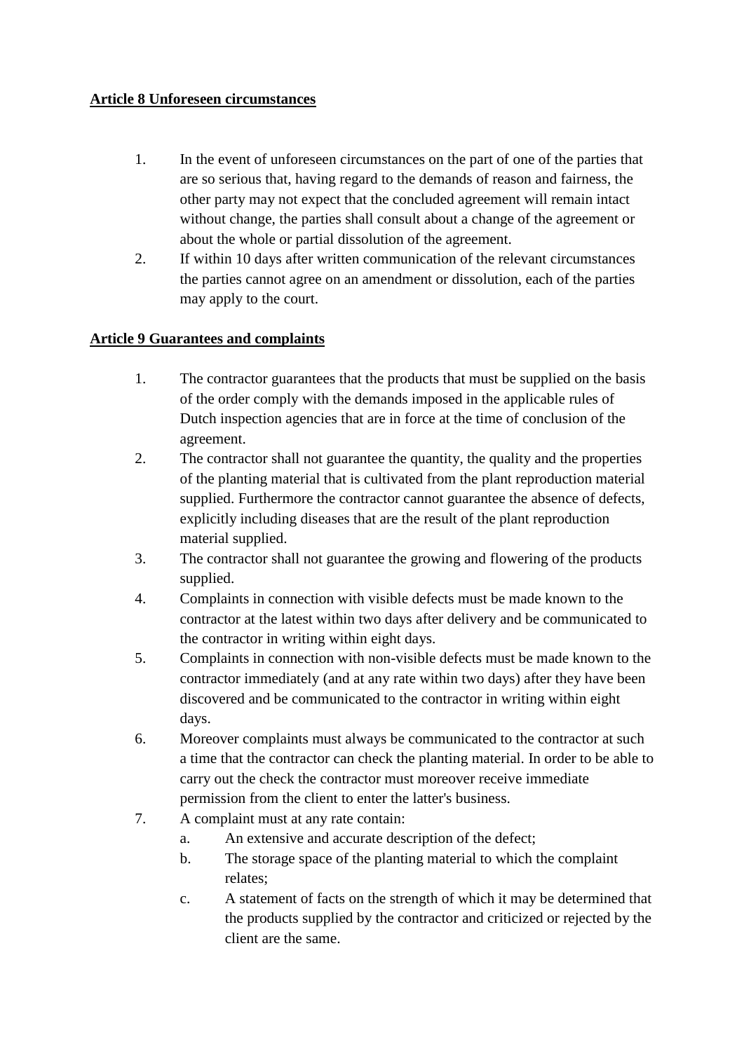**Article 8 Unforeseen circumstances**

1. In the event of unforeseen circumstances on the part of one of the parties that are so serious that, having regard to the demands of reason and fairness, the other party may not expect that the concluded agreement will remain intact without change, the parties shall consult about a change of the agreement or about the whole or partial dissolution of the agreement.
2. If within 10 days after written communication of the relevant circumstances the parties cannot agree on an amendment or dissolution, each of the parties may apply to the court.

**Article 9 Guarantees and complaints**

1. The contractor guarantees that the products that must be supplied on the basis of the order comply with the demands imposed in the applicable rules of Dutch inspection agencies that are in force at the time of conclusion of the agreement.
2. The contractor shall not guarantee the quantity, the quality and the properties of the planting material that is cultivated from the plant reproduction material supplied. Furthermore the contractor cannot guarantee the absence of defects, explicitly including diseases that are the result of the plant reproduction material supplied.
3. The contractor shall not guarantee the growing and flowering of the products supplied.
4. Complaints in connection with visible defects must be made known to the contractor at the latest within two days after delivery and be communicated to the contractor in writing within eight days.
5. Complaints in connection with non-visible defects must be made known to the contractor immediately (and at any rate within two days) after they have been discovered and be communicated to the contractor in writing within eight days.
6. Moreover complaints must always be communicated to the contractor at such a time that the contractor can check the planting material. In order to be able to carry out the check the contractor must moreover receive immediate permission from the client to enter the latter's business.
7. A complaint must at any rate contain:
   a. An extensive and accurate description of the defect;
   b. The storage space of the planting material to which the complaint relates;
   c. A statement of facts on the strength of which it may be determined that the products supplied by the contractor and criticized or rejected by the client are the same.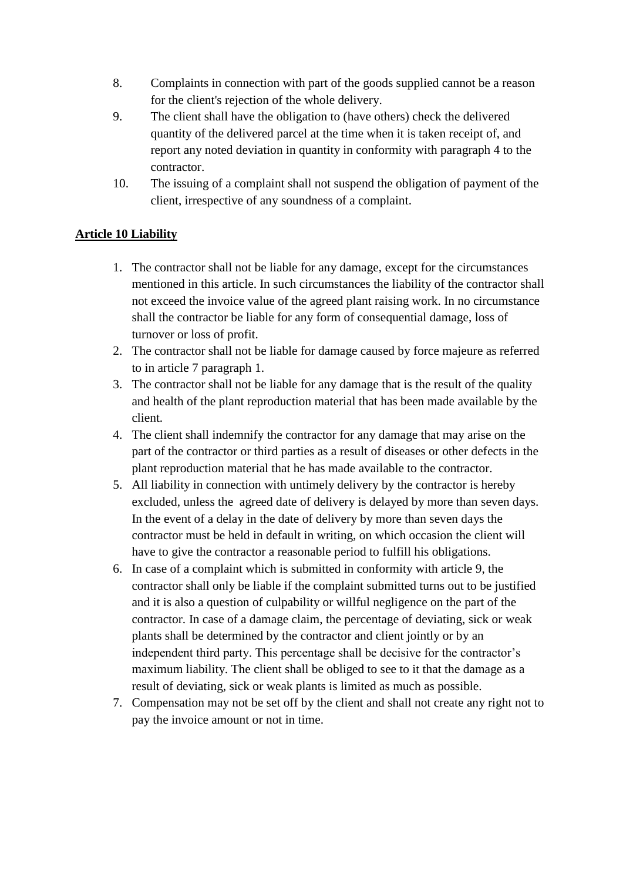8. Complaints in connection with part of the goods supplied cannot be a reason for the client's rejection of the whole delivery.
9. The client shall have the obligation to (have others) check the delivered quantity of the delivered parcel at the time when it is taken receipt of, and report any noted deviation in quantity in conformity with paragraph 4 to the contractor.
10. The issuing of a complaint shall not suspend the obligation of payment of the client, irrespective of any soundness of a complaint.

**Article 10 Liability**

1. The contractor shall not be liable for any damage, except for the circumstances mentioned in this article. In such circumstances the liability of the contractor shall not exceed the invoice value of the agreed plant raising work. In no circumstance shall the contractor be liable for any form of consequential damage, loss of turnover or loss of profit.
2. The contractor shall not be liable for damage caused by force majeure as referred to in article 7 paragraph 1.
3. The contractor shall not be liable for any damage that is the result of the quality and health of the plant reproduction material that has been made available by the client.
4. The client shall indemnify the contractor for any damage that may arise on the part of the contractor or third parties as a result of diseases or other defects in the plant reproduction material that he has made available to the contractor.
5. All liability in connection with untimely delivery by the contractor is hereby excluded, unless the agreed date of delivery is delayed by more than seven days. In the event of a delay in the date of delivery by more than seven days the contractor must be held in default in writing, on which occasion the client will have to give the contractor a reasonable period to fulfill his obligations.
6. In case of a complaint which is submitted in conformity with article 9, the contractor shall only be liable if the complaint submitted turns out to be justified and it is also a question of culpability or willful negligence on the part of the contractor. In case of a damage claim, the percentage of deviating, sick or weak plants shall be determined by the contractor and client jointly or by an independent third party. This percentage shall be decisive for the contractor's maximum liability. The client shall be obliged to see to it that the damage as a result of deviating, sick or weak plants is limited as much as possible.
7. Compensation may not be set off by the client and shall not create any right not to pay the invoice amount or not in time.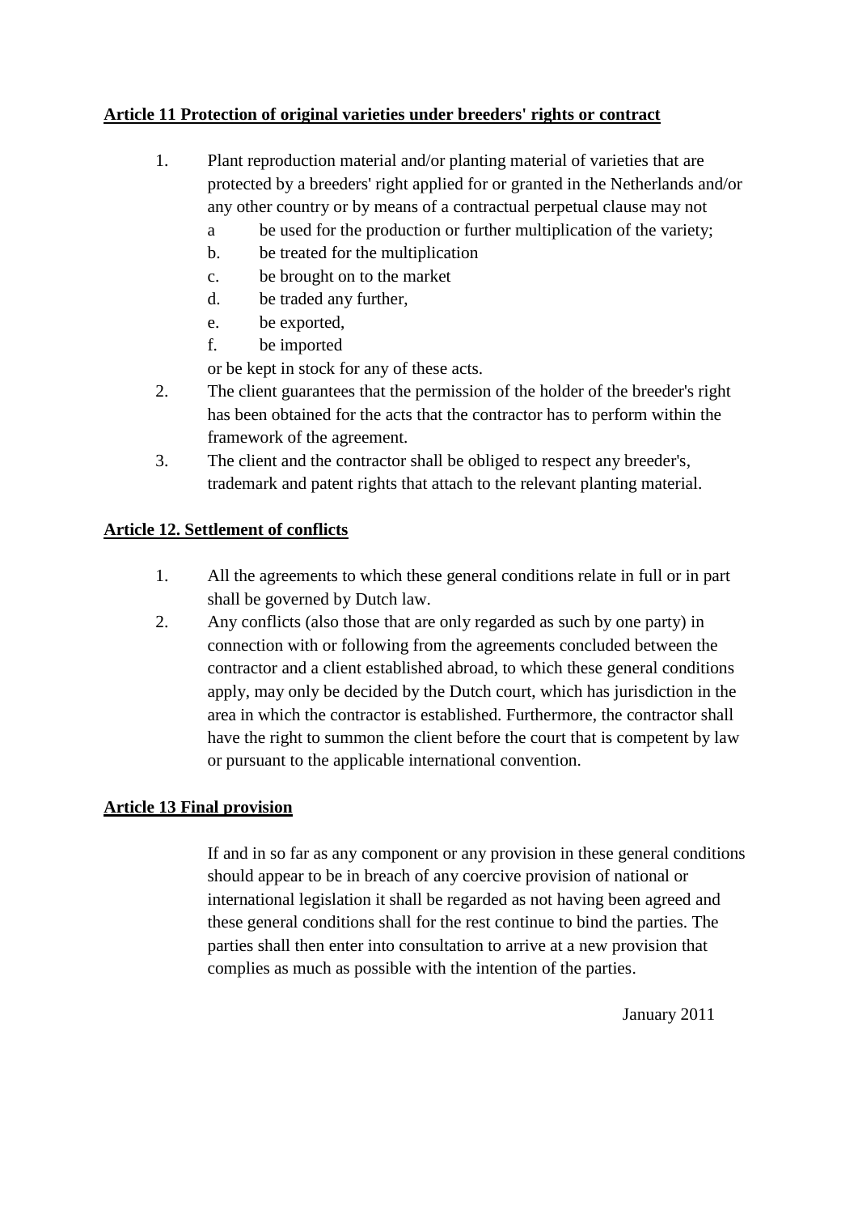**Article 11 Protection of original varieties under breeders' rights or contract**

1. Plant reproduction material and/or planting material of varieties that are protected by a breeders' right applied for or granted in the Netherlands and/or any other country or by means of a contractual perpetual clause may not
   a be used for the production or further multiplication of the variety;
   b. be treated for the multiplication
   c. be brought on to the market
   d. be traded any further,
   e. be exported,
   f. be imported

   or be kept in stock for any of these acts.
2. The client guarantees that the permission of the holder of the breeder's right has been obtained for the acts that the contractor has to perform within the framework of the agreement.
3. The client and the contractor shall be obliged to respect any breeder's, trademark and patent rights that attach to the relevant planting material.

**Article 12. Settlement of conflicts**

1. All the agreements to which these general conditions relate in full or in part shall be governed by Dutch law.
2. Any conflicts (also those that are only regarded as such by one party) in connection with or following from the agreements concluded between the contractor and a client established abroad, to which these general conditions apply, may only be decided by the Dutch court, which has jurisdiction in the area in which the contractor is established. Furthermore, the contractor shall have the right to summon the client before the court that is competent by law or pursuant to the applicable international convention.

**Article 13 Final provision**

If and in so far as any component or any provision in these general conditions should appear to be in breach of any coercive provision of national or international legislation it shall be regarded as not having been agreed and these general conditions shall for the rest continue to bind the parties. The parties shall then enter into consultation to arrive at a new provision that complies as much as possible with the intention of the parties.

January 2011